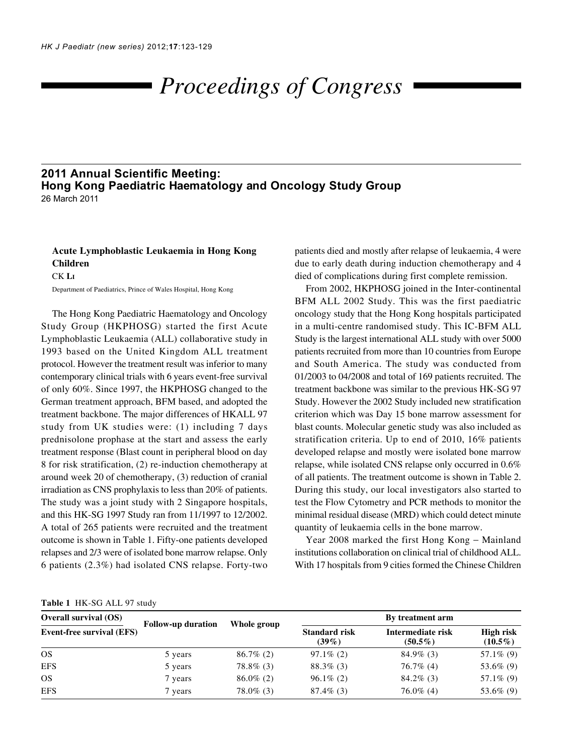# Proceedings of Congress

## 2011 Annual Scientific Meeting: Hong Kong Paediatric Haematology and Oncology Study Group

26 March 2011

### Acute Lymphoblastic Leukaemia in Hong Kong Children

CK Li

Department of Paediatrics, Prince of Wales Hospital, Hong Kong

The Hong Kong Paediatric Haematology and Oncology Study Group (HKPHOSG) started the first Acute Lymphoblastic Leukaemia (ALL) collaborative study in 1993 based on the United Kingdom ALL treatment protocol. However the treatment result was inferior to many contemporary clinical trials with 6 years event-free survival of only 60%. Since 1997, the HKPHOSG changed to the German treatment approach, BFM based, and adopted the treatment backbone. The major differences of HKALL 97 study from UK studies were: (1) including 7 days prednisolone prophase at the start and assess the early treatment response (Blast count in peripheral blood on day 8 for risk stratification, (2) re-induction chemotherapy at around week 20 of chemotherapy, (3) reduction of cranial irradiation as CNS prophylaxis to less than 20% of patients. The study was a joint study with 2 Singapore hospitals, and this HK-SG 1997 Study ran from 11/1997 to 12/2002. A total of 265 patients were recruited and the treatment outcome is shown in Table 1. Fifty-one patients developed relapses and 2/3 were of isolated bone marrow relapse. Only 6 patients (2.3%) had isolated CNS relapse. Forty-two patients died and mostly after relapse of leukaemia, 4 were due to early death during induction chemotherapy and 4 died of complications during first complete remission.

From 2002, HKPHOSG joined in the Inter-continental BFM ALL 2002 Study. This was the first paediatric oncology study that the Hong Kong hospitals participated in a multi-centre randomised study. This IC-BFM ALL Study is the largest international ALL study with over 5000 patients recruited from more than 10 countries from Europe and South America. The study was conducted from 01/2003 to 04/2008 and total of 169 patients recruited. The treatment backbone was similar to the previous HK-SG 97 Study. However the 2002 Study included new stratification criterion which was Day 15 bone marrow assessment for blast counts. Molecular genetic study was also included as stratification criteria. Up to end of 2010, 16% patients developed relapse and mostly were isolated bone marrow relapse, while isolated CNS relapse only occurred in 0.6% of all patients. The treatment outcome is shown in Table 2. During this study, our local investigators also started to test the Flow Cytometry and PCR methods to monitor the minimal residual disease (MRD) which could detect minute quantity of leukaemia cells in the bone marrow.

Year 2008 marked the first Hong Kong – Mainland institutions collaboration on clinical trial of childhood ALL. With 17 hospitals from 9 cities formed the Chinese Children

**Table 1** HK-SG ALL 97 study

| Overall survival (OS) / Event-free survival (EFS) | Follow-up duration | Whole group | By treatment arm | | |
|---|---|---|---|---|---|
| | | | Standard risk (39%) | Intermediate risk (50.5%) | High risk (10.5%) |
| OS | 5 years | 86.7% (2) | 97.1% (2) | 84.9% (3) | 57.1% (9) |
| EFS | 5 years | 78.8% (3) | 88.3% (3) | 76.7% (4) | 53.6% (9) |
| OS | 7 years | 86.0% (2) | 96.1% (2) | 84.2% (3) | 57.1% (9) |
| EFS | 7 years | 78.0% (3) | 87.4% (3) | 76.0% (4) | 53.6% (9) |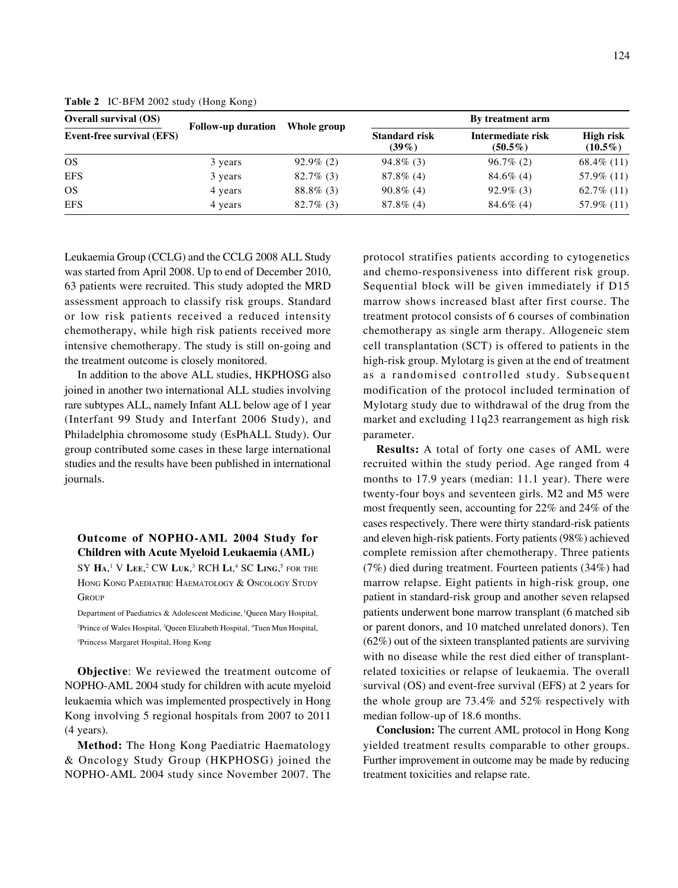**Table 2** IC-BFM 2002 study (Hong Kong)

| Overall survival (OS) / Event-free survival (EFS) | Follow-up duration | Whole group | By treatment arm | | |
|---|---|---|---|---|---|
| | | | **Standard risk (39%)** | **Intermediate risk (50.5%)** | **High risk (10.5%)** |
| OS | 3 years | 92.9% (2) | 94.8% (3) | 96.7% (2) | 68.4% (11) |
| EFS | 3 years | 82.7% (3) | 87.8% (4) | 84.6% (4) | 57.9% (11) |
| OS | 4 years | 88.8% (3) | 90.8% (4) | 92.9% (3) | 62.7% (11) |
| EFS | 4 years | 82.7% (3) | 87.8% (4) | 84.6% (4) | 57.9% (11) |

Leukaemia Group (CCLG) and the CCLG 2008 ALL Study was started from April 2008. Up to end of December 2010, 63 patients were recruited. This study adopted the MRD assessment approach to classify risk groups. Standard or low risk patients received a reduced intensity chemotherapy, while high risk patients received more intensive chemotherapy. The study is still on-going and the treatment outcome is closely monitored.

In addition to the above ALL studies, HKPHOSG also joined in another two international ALL studies involving rare subtypes ALL, namely Infant ALL below age of 1 year (Interfant 99 Study and Interfant 2006 Study), and Philadelphia chromosome study (EsPhALL Study). Our group contributed some cases in these large international studies and the results have been published in international journals.

### Outcome of NOPHO-AML 2004 Study for Children with Acute Myeloid Leukaemia (AML)

SY Ha,[1] V Lee,[2] CW Luk,[3] RCH Li,[4] SC Ling,[5] for the Hong Kong Paediatric Haematology & Oncology Study Group

Department of Paediatrics & Adolescent Medicine, [1]Queen Mary Hospital, [2]Prince of Wales Hospital, [3]Queen Elizabeth Hospital, [4]Tuen Mun Hospital, [5]Princess Margaret Hospital, Hong Kong

**Objective**: We reviewed the treatment outcome of NOPHO-AML 2004 study for children with acute myeloid leukaemia which was implemented prospectively in Hong Kong involving 5 regional hospitals from 2007 to 2011 (4 years).

**Method:** The Hong Kong Paediatric Haematology & Oncology Study Group (HKPHOSG) joined the NOPHO-AML 2004 study since November 2007. The protocol stratifies patients according to cytogenetics and chemo-responsiveness into different risk group. Sequential block will be given immediately if D15 marrow shows increased blast after first course. The treatment protocol consists of 6 courses of combination chemotherapy as single arm therapy. Allogeneic stem cell transplantation (SCT) is offered to patients in the high-risk group. Mylotarg is given at the end of treatment as a randomised controlled study. Subsequent modification of the protocol included termination of Mylotarg study due to withdrawal of the drug from the market and excluding 11q23 rearrangement as high risk parameter.

**Results:** A total of forty one cases of AML were recruited within the study period. Age ranged from 4 months to 17.9 years (median: 11.1 year). There were twenty-four boys and seventeen girls. M2 and M5 were most frequently seen, accounting for 22% and 24% of the cases respectively. There were thirty standard-risk patients and eleven high-risk patients. Forty patients (98%) achieved complete remission after chemotherapy. Three patients (7%) died during treatment. Fourteen patients (34%) had marrow relapse. Eight patients in high-risk group, one patient in standard-risk group and another seven relapsed patients underwent bone marrow transplant (6 matched sib or parent donors, and 10 matched unrelated donors). Ten (62%) out of the sixteen transplanted patients are surviving with no disease while the rest died either of transplant-related toxicities or relapse of leukaemia. The overall survival (OS) and event-free survival (EFS) at 2 years for the whole group are 73.4% and 52% respectively with median follow-up of 18.6 months.

**Conclusion:** The current AML protocol in Hong Kong yielded treatment results comparable to other groups. Further improvement in outcome may be made by reducing treatment toxicities and relapse rate.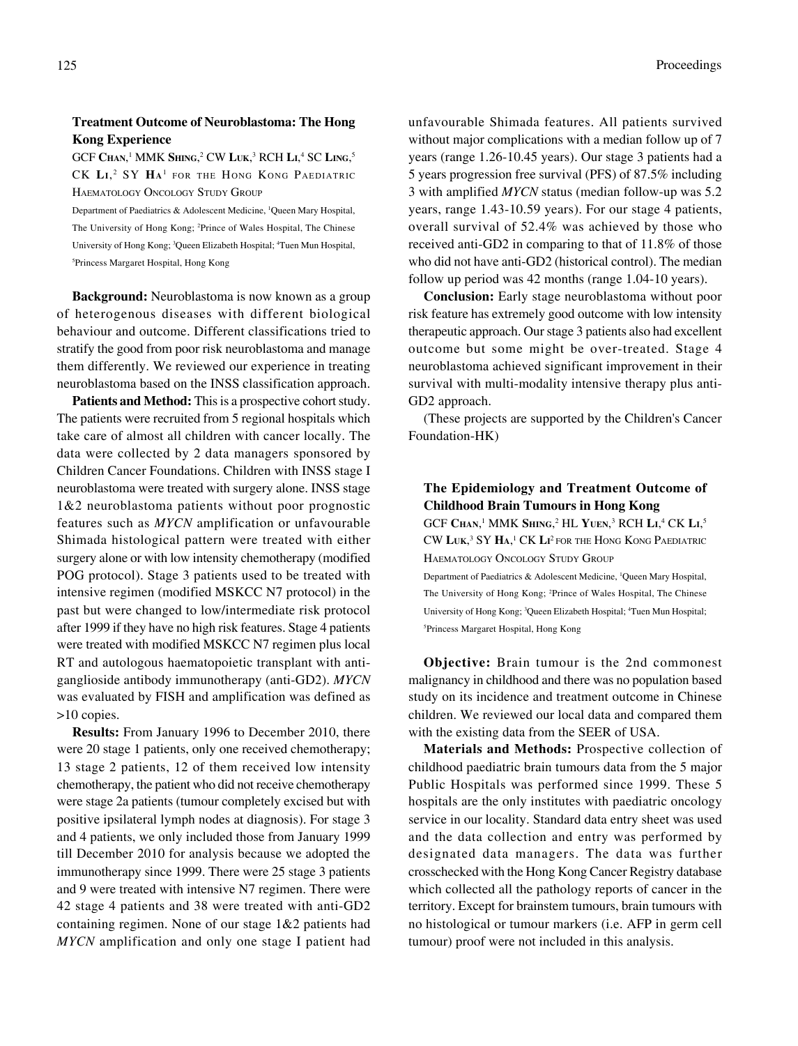## Treatment Outcome of Neuroblastoma: The Hong Kong Experience

GCF **Chan**,[1] MMK **Shing**,[2] CW **Luk**,[3] RCH **Li**,[4] SC **Ling**,[5] CK **Li**,[2] SY **Ha**[1] for the Hong Kong Paediatric Haematology Oncology Study Group

Department of Paediatrics & Adolescent Medicine, [1]Queen Mary Hospital, The University of Hong Kong; [2]Prince of Wales Hospital, The Chinese University of Hong Kong; [3]Queen Elizabeth Hospital; [4]Tuen Mun Hospital, [5]Princess Margaret Hospital, Hong Kong

**Background:** Neuroblastoma is now known as a group of heterogenous diseases with different biological behaviour and outcome. Different classifications tried to stratify the good from poor risk neuroblastoma and manage them differently. We reviewed our experience in treating neuroblastoma based on the INSS classification approach.

**Patients and Method:** This is a prospective cohort study. The patients were recruited from 5 regional hospitals which take care of almost all children with cancer locally. The data were collected by 2 data managers sponsored by Children Cancer Foundations. Children with INSS stage I neuroblastoma were treated with surgery alone. INSS stage 1&2 neuroblastoma patients without poor prognostic features such as *MYCN* amplification or unfavourable Shimada histological pattern were treated with either surgery alone or with low intensity chemotherapy (modified POG protocol). Stage 3 patients used to be treated with intensive regimen (modified MSKCC N7 protocol) in the past but were changed to low/intermediate risk protocol after 1999 if they have no high risk features. Stage 4 patients were treated with modified MSKCC N7 regimen plus local RT and autologous haematopoietic transplant with anti-ganglioside antibody immunotherapy (anti-GD2). *MYCN* was evaluated by FISH and amplification was defined as >10 copies.

**Results:** From January 1996 to December 2010, there were 20 stage 1 patients, only one received chemotherapy; 13 stage 2 patients, 12 of them received low intensity chemotherapy, the patient who did not receive chemotherapy were stage 2a patients (tumour completely excised but with positive ipsilateral lymph nodes at diagnosis). For stage 3 and 4 patients, we only included those from January 1999 till December 2010 for analysis because we adopted the immunotherapy since 1999. There were 25 stage 3 patients and 9 were treated with intensive N7 regimen. There were 42 stage 4 patients and 38 were treated with anti-GD2 containing regimen. None of our stage 1&2 patients had *MYCN* amplification and only one stage I patient had unfavourable Shimada features. All patients survived without major complications with a median follow up of 7 years (range 1.26-10.45 years). Our stage 3 patients had a 5 years progression free survival (PFS) of 87.5% including 3 with amplified *MYCN* status (median follow-up was 5.2 years, range 1.43-10.59 years). For our stage 4 patients, overall survival of 52.4% was achieved by those who received anti-GD2 in comparing to that of 11.8% of those who did not have anti-GD2 (historical control). The median follow up period was 42 months (range 1.04-10 years).

**Conclusion:** Early stage neuroblastoma without poor risk feature has extremely good outcome with low intensity therapeutic approach. Our stage 3 patients also had excellent outcome but some might be over-treated. Stage 4 neuroblastoma achieved significant improvement in their survival with multi-modality intensive therapy plus anti-GD2 approach.

(These projects are supported by the Children's Cancer Foundation-HK)

## The Epidemiology and Treatment Outcome of Childhood Brain Tumours in Hong Kong

GCF **Chan**,[1] MMK **Shing**,[2] HL **Yuen**,[3] RCH **Li**,[4] CK **Li**,[5] CW **Luk**,[3] SY **Ha**,[1] CK **Li**[2] for the Hong Kong Paediatric Haematology Oncology Study Group

Department of Paediatrics & Adolescent Medicine, [1]Queen Mary Hospital, The University of Hong Kong; [2]Prince of Wales Hospital, The Chinese University of Hong Kong; [3]Queen Elizabeth Hospital; [4]Tuen Mun Hospital; [5]Princess Margaret Hospital, Hong Kong

**Objective:** Brain tumour is the 2nd commonest malignancy in childhood and there was no population based study on its incidence and treatment outcome in Chinese children. We reviewed our local data and compared them with the existing data from the SEER of USA.

**Materials and Methods:** Prospective collection of childhood paediatric brain tumours data from the 5 major Public Hospitals was performed since 1999. These 5 hospitals are the only institutes with paediatric oncology service in our locality. Standard data entry sheet was used and the data collection and entry was performed by designated data managers. The data was further crosschecked with the Hong Kong Cancer Registry database which collected all the pathology reports of cancer in the territory. Except for brainstem tumours, brain tumours with no histological or tumour markers (i.e. AFP in germ cell tumour) proof were not included in this analysis.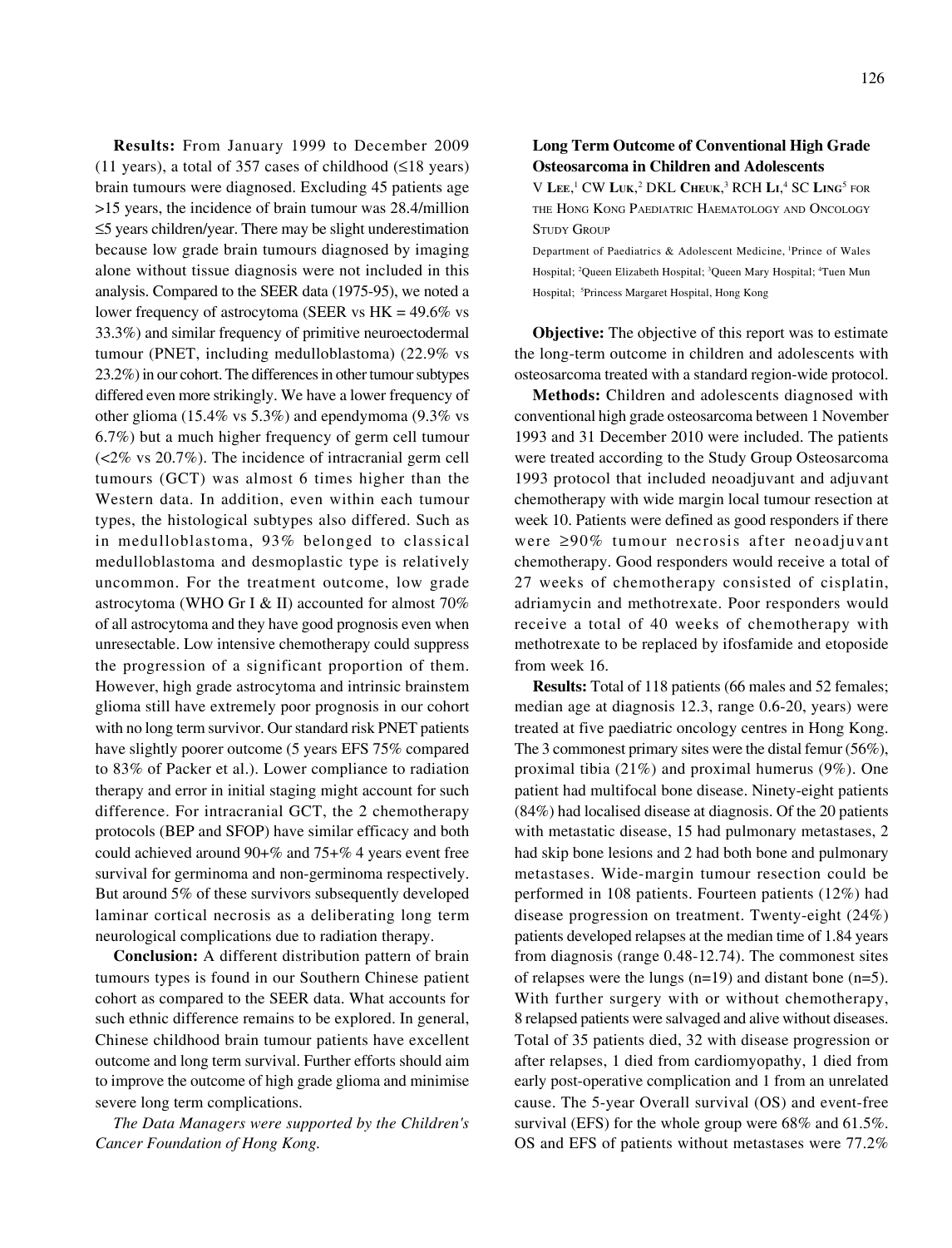**Results:** From January 1999 to December 2009 (11 years), a total of 357 cases of childhood (≤18 years) brain tumours were diagnosed. Excluding 45 patients age >15 years, the incidence of brain tumour was 28.4/million ≤5 years children/year. There may be slight underestimation because low grade brain tumours diagnosed by imaging alone without tissue diagnosis were not included in this analysis. Compared to the SEER data (1975-95), we noted a lower frequency of astrocytoma (SEER vs HK = 49.6% vs 33.3%) and similar frequency of primitive neuroectodermal tumour (PNET, including medulloblastoma) (22.9% vs 23.2%) in our cohort. The differences in other tumour subtypes differed even more strikingly. We have a lower frequency of other glioma (15.4% vs 5.3%) and ependymoma (9.3% vs 6.7%) but a much higher frequency of germ cell tumour (<2% vs 20.7%). The incidence of intracranial germ cell tumours (GCT) was almost 6 times higher than the Western data. In addition, even within each tumour types, the histological subtypes also differed. Such as in medulloblastoma, 93% belonged to classical medulloblastoma and desmoplastic type is relatively uncommon. For the treatment outcome, low grade astrocytoma (WHO Gr I & II) accounted for almost 70% of all astrocytoma and they have good prognosis even when unresectable. Low intensive chemotherapy could suppress the progression of a significant proportion of them. However, high grade astrocytoma and intrinsic brainstem glioma still have extremely poor prognosis in our cohort with no long term survivor. Our standard risk PNET patients have slightly poorer outcome (5 years EFS 75% compared to 83% of Packer et al.). Lower compliance to radiation therapy and error in initial staging might account for such difference. For intracranial GCT, the 2 chemotherapy protocols (BEP and SFOP) have similar efficacy and both could achieved around 90+% and 75+% 4 years event free survival for germinoma and non-germinoma respectively. But around 5% of these survivors subsequently developed laminar cortical necrosis as a deliberating long term neurological complications due to radiation therapy.

**Conclusion:** A different distribution pattern of brain tumours types is found in our Southern Chinese patient cohort as compared to the SEER data. What accounts for such ethnic difference remains to be explored. In general, Chinese childhood brain tumour patients have excellent outcome and long term survival. Further efforts should aim to improve the outcome of high grade glioma and minimise severe long term complications.

*The Data Managers were supported by the Children's Cancer Foundation of Hong Kong.*

### Long Term Outcome of Conventional High Grade Osteosarcoma in Children and Adolescents

V Lee,[1] CW Luk,[2] DKL Cheuk,[3] RCH Li,[4] SC Ling[5] for the Hong Kong Paediatric Haematology and Oncology Study Group

Department of Paediatrics & Adolescent Medicine, [1]Prince of Wales Hospital; [2]Queen Elizabeth Hospital; [3]Queen Mary Hospital; [4]Tuen Mun Hospital; [5]Princess Margaret Hospital, Hong Kong

**Objective:** The objective of this report was to estimate the long-term outcome in children and adolescents with osteosarcoma treated with a standard region-wide protocol.

**Methods:** Children and adolescents diagnosed with conventional high grade osteosarcoma between 1 November 1993 and 31 December 2010 were included. The patients were treated according to the Study Group Osteosarcoma 1993 protocol that included neoadjuvant and adjuvant chemotherapy with wide margin local tumour resection at week 10. Patients were defined as good responders if there were ≥90% tumour necrosis after neoadjuvant chemotherapy. Good responders would receive a total of 27 weeks of chemotherapy consisted of cisplatin, adriamycin and methotrexate. Poor responders would receive a total of 40 weeks of chemotherapy with methotrexate to be replaced by ifosfamide and etoposide from week 16.

**Results:** Total of 118 patients (66 males and 52 females; median age at diagnosis 12.3, range 0.6-20, years) were treated at five paediatric oncology centres in Hong Kong. The 3 commonest primary sites were the distal femur (56%), proximal tibia (21%) and proximal humerus (9%). One patient had multifocal bone disease. Ninety-eight patients (84%) had localised disease at diagnosis. Of the 20 patients with metastatic disease, 15 had pulmonary metastases, 2 had skip bone lesions and 2 had both bone and pulmonary metastases. Wide-margin tumour resection could be performed in 108 patients. Fourteen patients (12%) had disease progression on treatment. Twenty-eight (24%) patients developed relapses at the median time of 1.84 years from diagnosis (range 0.48-12.74). The commonest sites of relapses were the lungs (n=19) and distant bone (n=5). With further surgery with or without chemotherapy, 8 relapsed patients were salvaged and alive without diseases. Total of 35 patients died, 32 with disease progression or after relapses, 1 died from cardiomyopathy, 1 died from early post-operative complication and 1 from an unrelated cause. The 5-year Overall survival (OS) and event-free survival (EFS) for the whole group were 68% and 61.5%. OS and EFS of patients without metastases were 77.2%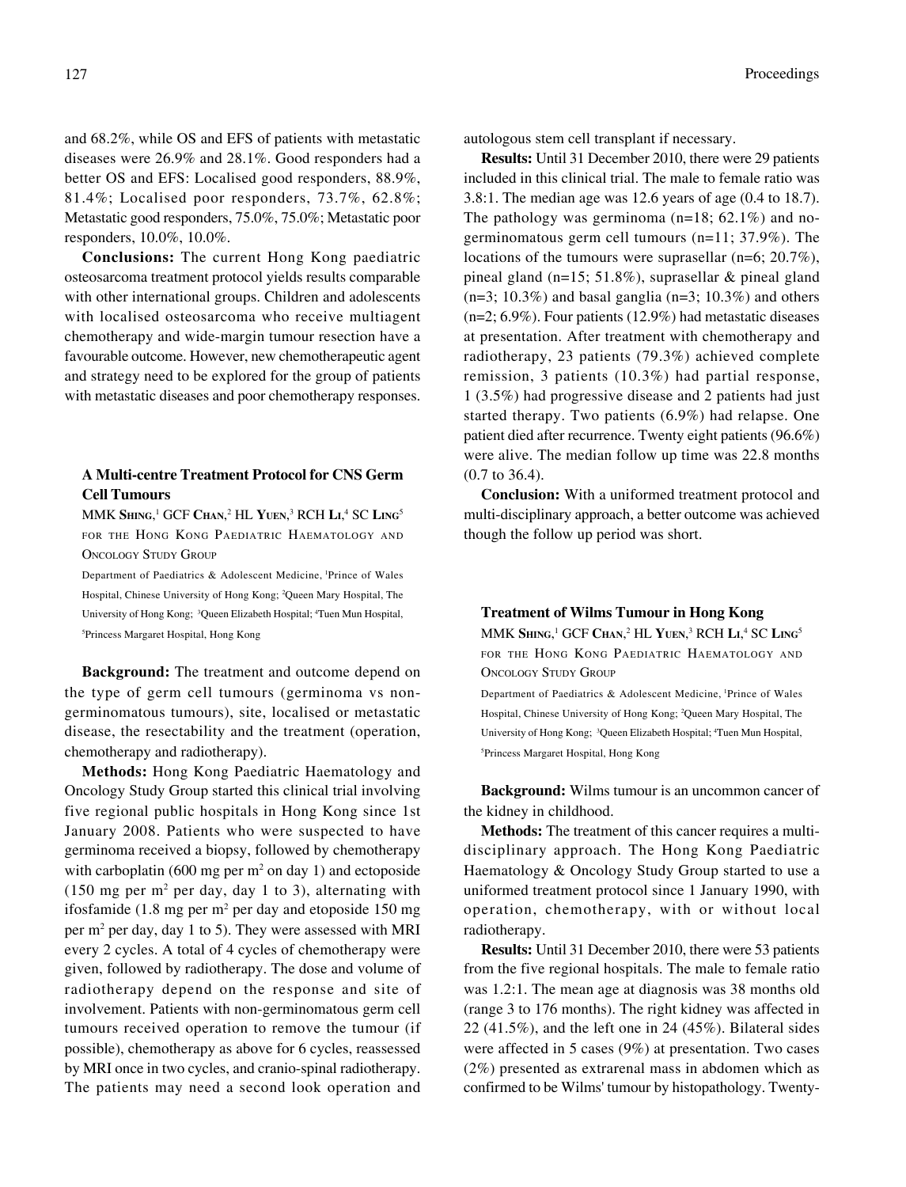and 68.2%, while OS and EFS of patients with metastatic diseases were 26.9% and 28.1%. Good responders had a better OS and EFS: Localised good responders, 88.9%, 81.4%; Localised poor responders, 73.7%, 62.8%; Metastatic good responders, 75.0%, 75.0%; Metastatic poor responders, 10.0%, 10.0%.

**Conclusions:** The current Hong Kong paediatric osteosarcoma treatment protocol yields results comparable with other international groups. Children and adolescents with localised osteosarcoma who receive multiagent chemotherapy and wide-margin tumour resection have a favourable outcome. However, new chemotherapeutic agent and strategy need to be explored for the group of patients with metastatic diseases and poor chemotherapy responses.

### A Multi-centre Treatment Protocol for CNS Germ Cell Tumours

MMK Shing,[1] GCF Chan,[2] HL Yuen,[3] RCH Li,[4] SC Ling[5] for the Hong Kong Paediatric Haematology and Oncology Study Group

Department of Paediatrics & Adolescent Medicine, [1]Prince of Wales Hospital, Chinese University of Hong Kong; [2]Queen Mary Hospital, The University of Hong Kong; [3]Queen Elizabeth Hospital; [4]Tuen Mun Hospital, [5]Princess Margaret Hospital, Hong Kong

**Background:** The treatment and outcome depend on the type of germ cell tumours (germinoma vs non-germinomatous tumours), site, localised or metastatic disease, the resectability and the treatment (operation, chemotherapy and radiotherapy).

**Methods:** Hong Kong Paediatric Haematology and Oncology Study Group started this clinical trial involving five regional public hospitals in Hong Kong since 1st January 2008. Patients who were suspected to have germinoma received a biopsy, followed by chemotherapy with carboplatin (600 mg per $m^2$ on day 1) and ectoposide (150 mg per $m^2$ per day, day 1 to 3), alternating with ifosfamide (1.8 mg per $m^2$ per day and etoposide 150 mg per $m^2$ per day, day 1 to 5). They were assessed with MRI every 2 cycles. A total of 4 cycles of chemotherapy were given, followed by radiotherapy. The dose and volume of radiotherapy depend on the response and site of involvement. Patients with non-germinomatous germ cell tumours received operation to remove the tumour (if possible), chemotherapy as above for 6 cycles, reassessed by MRI once in two cycles, and cranio-spinal radiotherapy. The patients may need a second look operation and autologous stem cell transplant if necessary.

**Results:** Until 31 December 2010, there were 29 patients included in this clinical trial. The male to female ratio was 3.8:1. The median age was 12.6 years of age (0.4 to 18.7). The pathology was germinoma (n=18; 62.1%) and no-germinomatous germ cell tumours (n=11; 37.9%). The locations of the tumours were suprasellar (n=6; 20.7%), pineal gland (n=15; 51.8%), suprasellar & pineal gland (n=3; 10.3%) and basal ganglia (n=3; 10.3%) and others (n=2; 6.9%). Four patients (12.9%) had metastatic diseases at presentation. After treatment with chemotherapy and radiotherapy, 23 patients (79.3%) achieved complete remission, 3 patients (10.3%) had partial response, 1 (3.5%) had progressive disease and 2 patients had just started therapy. Two patients (6.9%) had relapse. One patient died after recurrence. Twenty eight patients (96.6%) were alive. The median follow up time was 22.8 months (0.7 to 36.4).

**Conclusion:** With a uniformed treatment protocol and multi-disciplinary approach, a better outcome was achieved though the follow up period was short.

### Treatment of Wilms Tumour in Hong Kong

MMK Shing,[1] GCF Chan,[2] HL Yuen,[3] RCH Li,[4] SC Ling[5] for the Hong Kong Paediatric Haematology and Oncology Study Group

Department of Paediatrics & Adolescent Medicine, [1]Prince of Wales Hospital, Chinese University of Hong Kong; [2]Queen Mary Hospital, The University of Hong Kong; [3]Queen Elizabeth Hospital; [4]Tuen Mun Hospital, [5]Princess Margaret Hospital, Hong Kong

**Background:** Wilms tumour is an uncommon cancer of the kidney in childhood.

**Methods:** The treatment of this cancer requires a multi-disciplinary approach. The Hong Kong Paediatric Haematology & Oncology Study Group started to use a uniformed treatment protocol since 1 January 1990, with operation, chemotherapy, with or without local radiotherapy.

**Results:** Until 31 December 2010, there were 53 patients from the five regional hospitals. The male to female ratio was 1.2:1. The mean age at diagnosis was 38 months old (range 3 to 176 months). The right kidney was affected in 22 (41.5%), and the left one in 24 (45%). Bilateral sides were affected in 5 cases (9%) at presentation. Two cases (2%) presented as extrarenal mass in abdomen which as confirmed to be Wilms' tumour by histopathology. Twenty-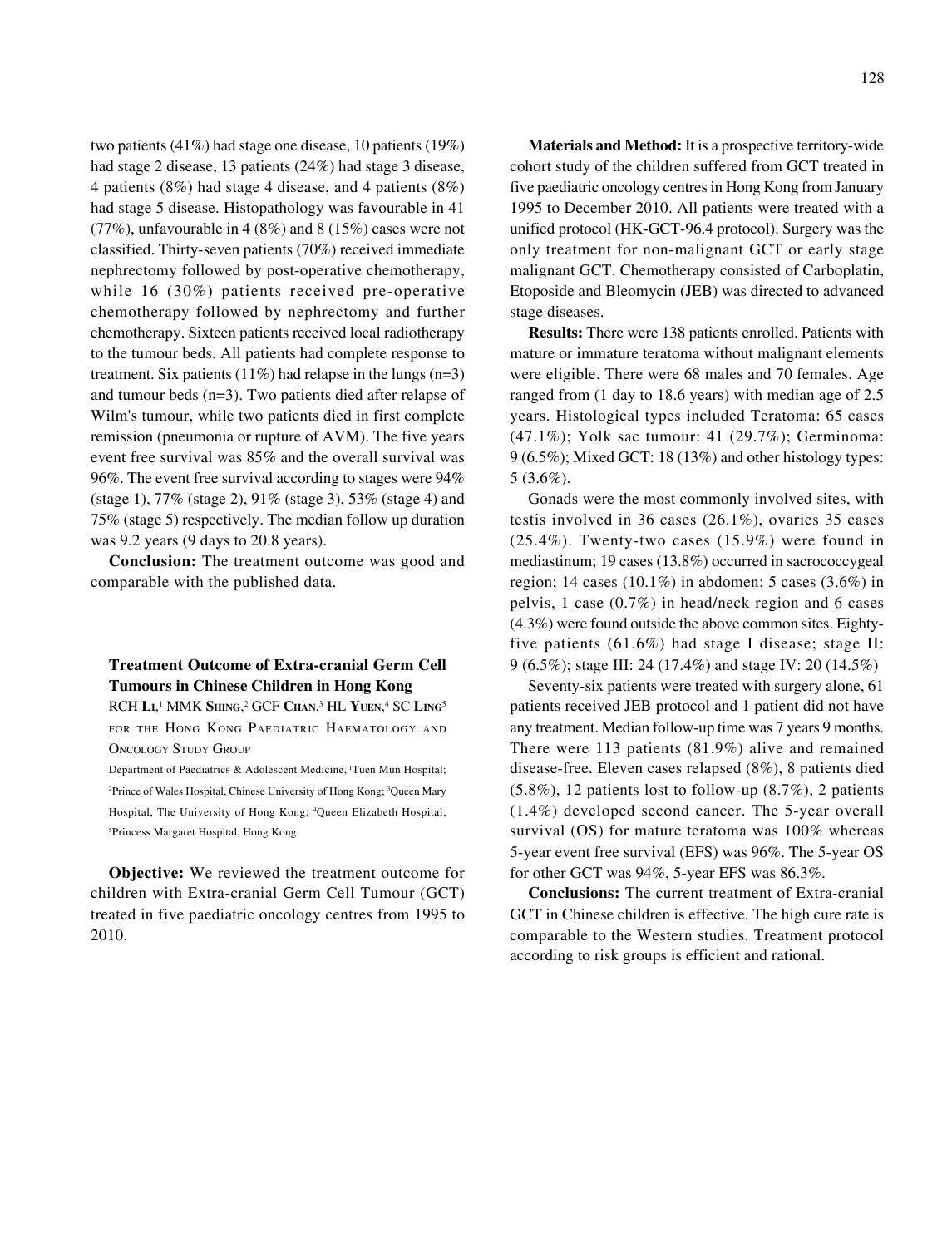two patients (41%) had stage one disease, 10 patients (19%) had stage 2 disease, 13 patients (24%) had stage 3 disease, 4 patients (8%) had stage 4 disease, and 4 patients (8%) had stage 5 disease. Histopathology was favourable in 41 (77%), unfavourable in 4 (8%) and 8 (15%) cases were not classified. Thirty-seven patients (70%) received immediate nephrectomy followed by post-operative chemotherapy, while 16 (30%) patients received pre-operative chemotherapy followed by nephrectomy and further chemotherapy. Sixteen patients received local radiotherapy to the tumour beds. All patients had complete response to treatment. Six patients (11%) had relapse in the lungs (n=3) and tumour beds (n=3). Two patients died after relapse of Wilm's tumour, while two patients died in first complete remission (pneumonia or rupture of AVM). The five years event free survival was 85% and the overall survival was 96%. The event free survival according to stages were 94% (stage 1), 77% (stage 2), 91% (stage 3), 53% (stage 4) and 75% (stage 5) respectively. The median follow up duration was 9.2 years (9 days to 20.8 years).

**Conclusion:** The treatment outcome was good and comparable with the published data.

### Treatment Outcome of Extra-cranial Germ Cell Tumours in Chinese Children in Hong Kong

RCH **Li**,[1] MMK **Shing**,[2] GCF **Chan**,[3] HL **Yuen**,[4] SC **Ling**[5]
FOR THE HONG KONG PAEDIATRIC HAEMATOLOGY AND ONCOLOGY STUDY GROUP

Department of Paediatrics & Adolescent Medicine, [1]Tuen Mun Hospital; [2]Prince of Wales Hospital, Chinese University of Hong Kong; [3]Queen Mary Hospital, The University of Hong Kong; [4]Queen Elizabeth Hospital; [5]Princess Margaret Hospital, Hong Kong

**Objective:** We reviewed the treatment outcome for children with Extra-cranial Germ Cell Tumour (GCT) treated in five paediatric oncology centres from 1995 to 2010.

**Materials and Method:** It is a prospective territory-wide cohort study of the children suffered from GCT treated in five paediatric oncology centres in Hong Kong from January 1995 to December 2010. All patients were treated with a unified protocol (HK-GCT-96.4 protocol). Surgery was the only treatment for non-malignant GCT or early stage malignant GCT. Chemotherapy consisted of Carboplatin, Etoposide and Bleomycin (JEB) was directed to advanced stage diseases.

**Results:** There were 138 patients enrolled. Patients with mature or immature teratoma without malignant elements were eligible. There were 68 males and 70 females. Age ranged from (1 day to 18.6 years) with median age of 2.5 years. Histological types included Teratoma: 65 cases (47.1%); Yolk sac tumour: 41 (29.7%); Germinoma: 9 (6.5%); Mixed GCT: 18 (13%) and other histology types: 5 (3.6%).

Gonads were the most commonly involved sites, with testis involved in 36 cases (26.1%), ovaries 35 cases (25.4%). Twenty-two cases (15.9%) were found in mediastinum; 19 cases (13.8%) occurred in sacrococcygeal region; 14 cases (10.1%) in abdomen; 5 cases (3.6%) in pelvis, 1 case (0.7%) in head/neck region and 6 cases (4.3%) were found outside the above common sites. Eighty-five patients (61.6%) had stage I disease; stage II: 9 (6.5%); stage III: 24 (17.4%) and stage IV: 20 (14.5%)

Seventy-six patients were treated with surgery alone, 61 patients received JEB protocol and 1 patient did not have any treatment. Median follow-up time was 7 years 9 months. There were 113 patients (81.9%) alive and remained disease-free. Eleven cases relapsed (8%), 8 patients died (5.8%), 12 patients lost to follow-up (8.7%), 2 patients (1.4%) developed second cancer. The 5-year overall survival (OS) for mature teratoma was 100% whereas 5-year event free survival (EFS) was 96%. The 5-year OS for other GCT was 94%, 5-year EFS was 86.3%.

**Conclusions:** The current treatment of Extra-cranial GCT in Chinese children is effective. The high cure rate is comparable to the Western studies. Treatment protocol according to risk groups is efficient and rational.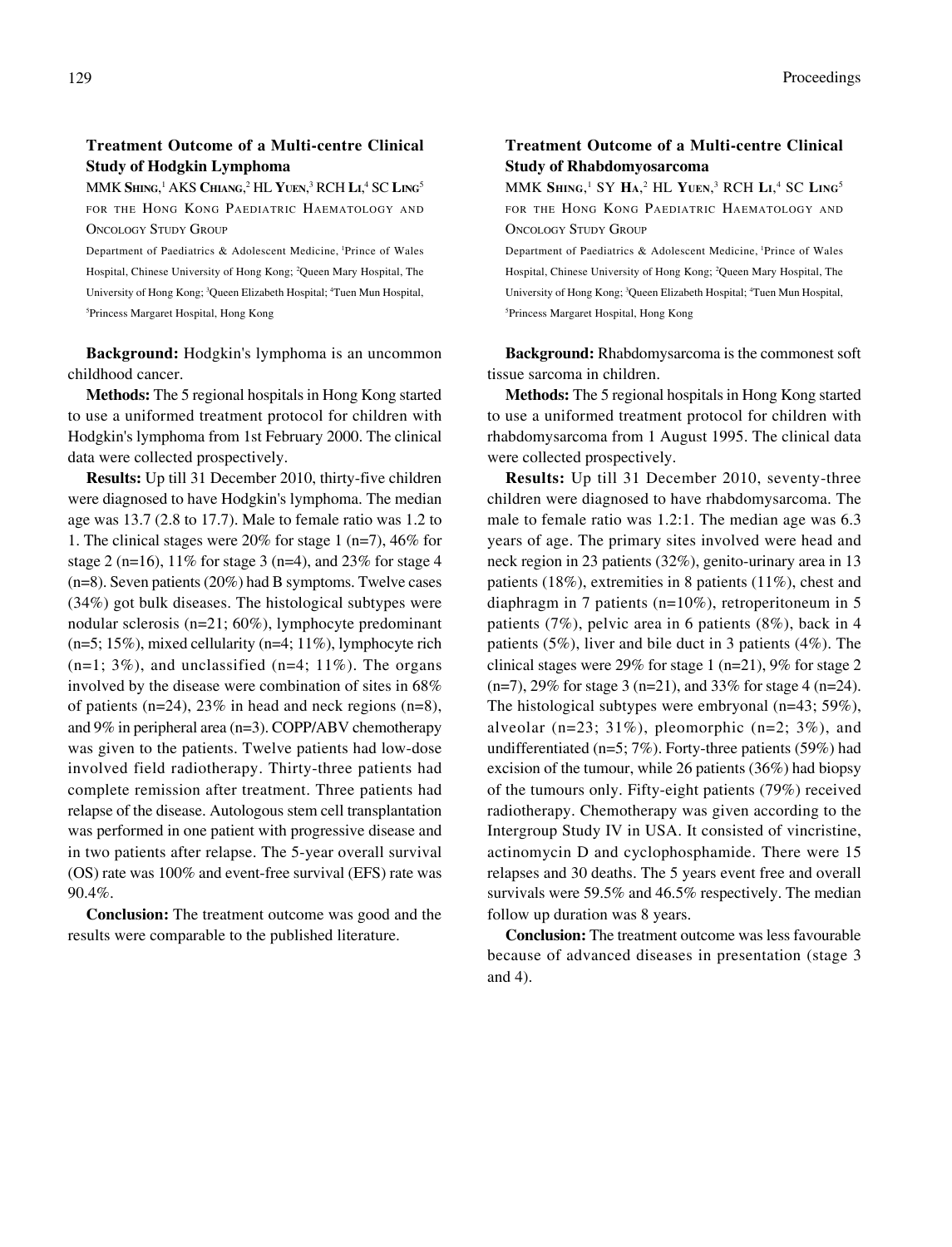## Treatment Outcome of a Multi-centre Clinical Study of Hodgkin Lymphoma

MMK Shing,[1] AKS Chiang,[2] HL Yuen,[3] RCH Li,[4] SC Ling[5]
FOR THE HONG KONG PAEDIATRIC HAEMATOLOGY AND ONCOLOGY STUDY GROUP

Department of Paediatrics & Adolescent Medicine, [1]Prince of Wales Hospital, Chinese University of Hong Kong; [2]Queen Mary Hospital, The University of Hong Kong; [3]Queen Elizabeth Hospital; [4]Tuen Mun Hospital, [5]Princess Margaret Hospital, Hong Kong

**Background:** Hodgkin's lymphoma is an uncommon childhood cancer.

**Methods:** The 5 regional hospitals in Hong Kong started to use a uniformed treatment protocol for children with Hodgkin's lymphoma from 1st February 2000. The clinical data were collected prospectively.

**Results:** Up till 31 December 2010, thirty-five children were diagnosed to have Hodgkin's lymphoma. The median age was 13.7 (2.8 to 17.7). Male to female ratio was 1.2 to 1. The clinical stages were 20% for stage 1 (n=7), 46% for stage 2 (n=16), 11% for stage 3 (n=4), and 23% for stage 4 (n=8). Seven patients (20%) had B symptoms. Twelve cases (34%) got bulk diseases. The histological subtypes were nodular sclerosis (n=21; 60%), lymphocyte predominant (n=5; 15%), mixed cellularity (n=4; 11%), lymphocyte rich (n=1; 3%), and unclassified (n=4; 11%). The organs involved by the disease were combination of sites in 68% of patients (n=24), 23% in head and neck regions (n=8), and 9% in peripheral area (n=3). COPP/ABV chemotherapy was given to the patients. Twelve patients had low-dose involved field radiotherapy. Thirty-three patients had complete remission after treatment. Three patients had relapse of the disease. Autologous stem cell transplantation was performed in one patient with progressive disease and in two patients after relapse. The 5-year overall survival (OS) rate was 100% and event-free survival (EFS) rate was 90.4%.

**Conclusion:** The treatment outcome was good and the results were comparable to the published literature.

## Treatment Outcome of a Multi-centre Clinical Study of Rhabdomyosarcoma

MMK Shing,[1] SY Ha,[2] HL Yuen,[3] RCH Li,[4] SC Ling[5]
FOR THE HONG KONG PAEDIATRIC HAEMATOLOGY AND ONCOLOGY STUDY GROUP

Department of Paediatrics & Adolescent Medicine, [1]Prince of Wales Hospital, Chinese University of Hong Kong; [2]Queen Mary Hospital, The University of Hong Kong; [3]Queen Elizabeth Hospital; [4]Tuen Mun Hospital, [5]Princess Margaret Hospital, Hong Kong

**Background:** Rhabdomysarcoma is the commonest soft tissue sarcoma in children.

**Methods:** The 5 regional hospitals in Hong Kong started to use a uniformed treatment protocol for children with rhabdomysarcoma from 1 August 1995. The clinical data were collected prospectively.

**Results:** Up till 31 December 2010, seventy-three children were diagnosed to have rhabdomysarcoma. The male to female ratio was 1.2:1. The median age was 6.3 years of age. The primary sites involved were head and neck region in 23 patients (32%), genito-urinary area in 13 patients (18%), extremities in 8 patients (11%), chest and diaphragm in 7 patients (n=10%), retroperitoneum in 5 patients (7%), pelvic area in 6 patients (8%), back in 4 patients (5%), liver and bile duct in 3 patients (4%). The clinical stages were 29% for stage 1 (n=21), 9% for stage 2 (n=7), 29% for stage 3 (n=21), and 33% for stage 4 (n=24). The histological subtypes were embryonal (n=43; 59%), alveolar (n=23; 31%), pleomorphic (n=2; 3%), and undifferentiated (n=5; 7%). Forty-three patients (59%) had excision of the tumour, while 26 patients (36%) had biopsy of the tumours only. Fifty-eight patients (79%) received radiotherapy. Chemotherapy was given according to the Intergroup Study IV in USA. It consisted of vincristine, actinomycin D and cyclophosphamide. There were 15 relapses and 30 deaths. The 5 years event free and overall survivals were 59.5% and 46.5% respectively. The median follow up duration was 8 years.

**Conclusion:** The treatment outcome was less favourable because of advanced diseases in presentation (stage 3 and 4).